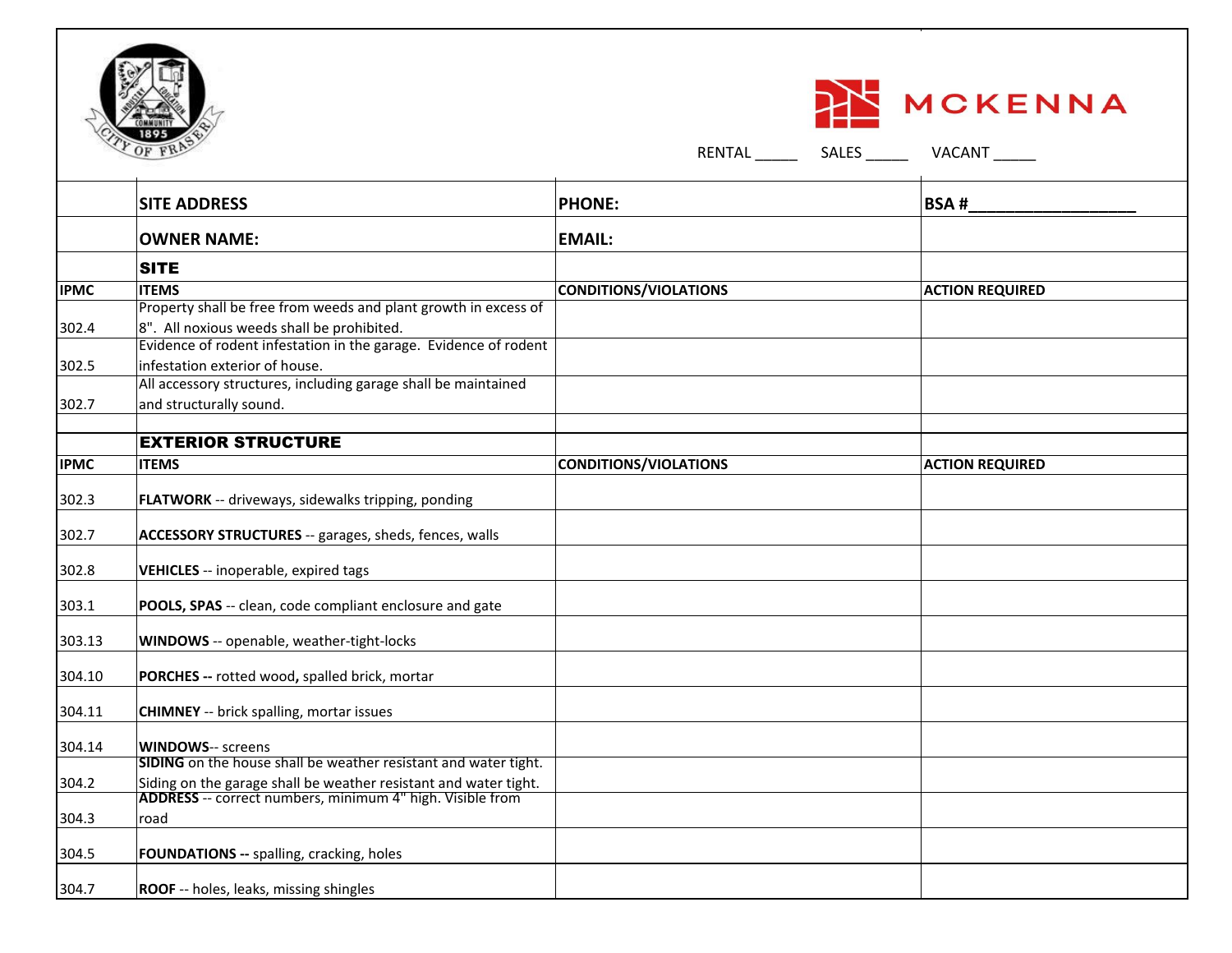CITY OF FRASER — COMMUNITY · INDUSTRY · EDUCATION — 1895

MCKENNA

RENTAL _____ SALES _____ VACANT _____

| | SITE ADDRESS | PHONE: | BSA #_________________ |
|---|---|---|---|
| | **OWNER NAME:** | **EMAIL:** | |
| | **SITE** | | |
| **IPMC** | **ITEMS** | **CONDITIONS/VIOLATIONS** | **ACTION REQUIRED** |
| 302.4 | Property shall be free from weeds and plant growth in excess of 8". All noxious weeds shall be prohibited. | | |
| 302.5 | Evidence of rodent infestation in the garage. Evidence of rodent infestation exterior of house. | | |
| 302.7 | All accessory structures, including garage shall be maintained and structurally sound. | | |
| | | | |
| | **EXTERIOR STRUCTURE** | | |
| **IPMC** | **ITEMS** | **CONDITIONS/VIOLATIONS** | **ACTION REQUIRED** |
| 302.3 | **FLATWORK** -- driveways, sidewalks tripping, ponding | | |
| 302.7 | **ACCESSORY STRUCTURES** -- garages, sheds, fences, walls | | |
| 302.8 | **VEHICLES** -- inoperable, expired tags | | |
| 303.1 | **POOLS, SPAS** -- clean, code compliant enclosure and gate | | |
| 303.13 | **WINDOWS** -- openable, weather-tight-locks | | |
| 304.10 | **PORCHES --** rotted wood**,** spalled brick, mortar | | |
| 304.11 | **CHIMNEY** -- brick spalling, mortar issues | | |
| 304.14 | **WINDOWS**-- screens | | |
| 304.2 | **SIDING** on the house shall be weather resistant and water tight. Siding on the garage shall be weather resistant and water tight. | | |
| 304.3 | **ADDRESS** -- correct numbers, minimum 4" high. Visible from road | | |
| 304.5 | **FOUNDATIONS --** spalling, cracking, holes | | |
| 304.7 | **ROOF** -- holes, leaks, missing shingles | | |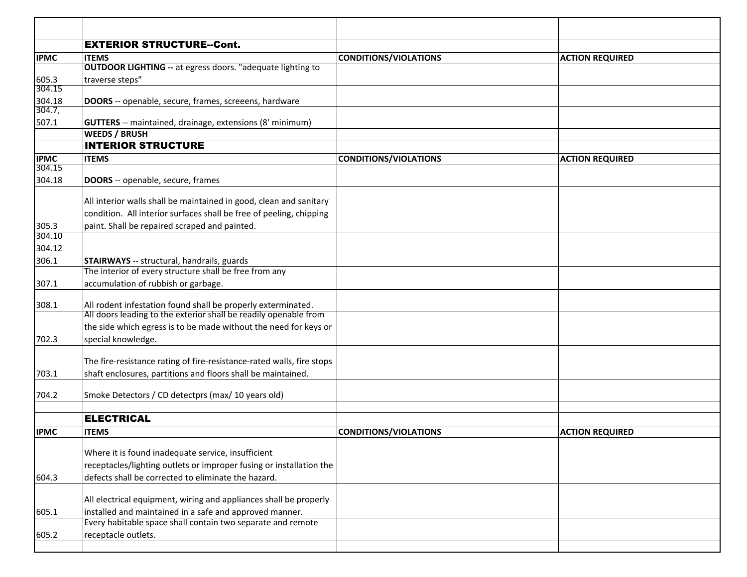| | | | |
|---|---|---|---|
| | **EXTERIOR STRUCTURE--Cont.** | | |
| **IPMC** | **ITEMS** | **CONDITIONS/VIOLATIONS** | **ACTION REQUIRED** |
| 605.3 | **OUTDOOR LIGHTING --** at egress doors. "adequate lighting to traverse steps" | | |
| 304.15 304.18 | **DOORS** -- openable, secure, frames, screeens, hardware | | |
| 304.7, 507.1 | **GUTTERS** -- maintained, drainage, extensions (8' minimum) | | |
| | **WEEDS / BRUSH** | | |
| | **INTERIOR STRUCTURE** | | |
| **IPMC** | **ITEMS** | **CONDITIONS/VIOLATIONS** | **ACTION REQUIRED** |
| 304.15 304.18 | **DOORS** -- openable, secure, frames | | |
| 305.3 | All interior walls shall be maintained in good, clean and sanitary condition. All interior surfaces shall be free of peeling, chipping paint. Shall be repaired scraped and painted. | | |
| 304.10 304.12 306.1 | **STAIRWAYS** -- structural, handrails, guards | | |
| 307.1 | The interior of every structure shall be free from any accumulation of rubbish or garbage. | | |
| 308.1 | All rodent infestation found shall be properly exterminated. | | |
| 702.3 | All doors leading to the exterior shall be readily openable from the side which egress is to be made without the need for keys or special knowledge. | | |
| 703.1 | The fire-resistance rating of fire-resistance-rated walls, fire stops shaft enclosures, partitions and floors shall be maintained. | | |
| 704.2 | Smoke Detectors / CD detectprs (max/ 10 years old) | | |
| | | | |
| | **ELECTRICAL** | | |
| **IPMC** | **ITEMS** | **CONDITIONS/VIOLATIONS** | **ACTION REQUIRED** |
| 604.3 | Where it is found inadequate service, insufficient receptacles/lighting outlets or improper fusing or installation the defects shall be corrected to eliminate the hazard. | | |
| 605.1 | All electrical equipment, wiring and appliances shall be properly installed and maintained in a safe and approved manner. | | |
| 605.2 | Every habitable space shall contain two separate and remote receptacle outlets. | | |
| | | | |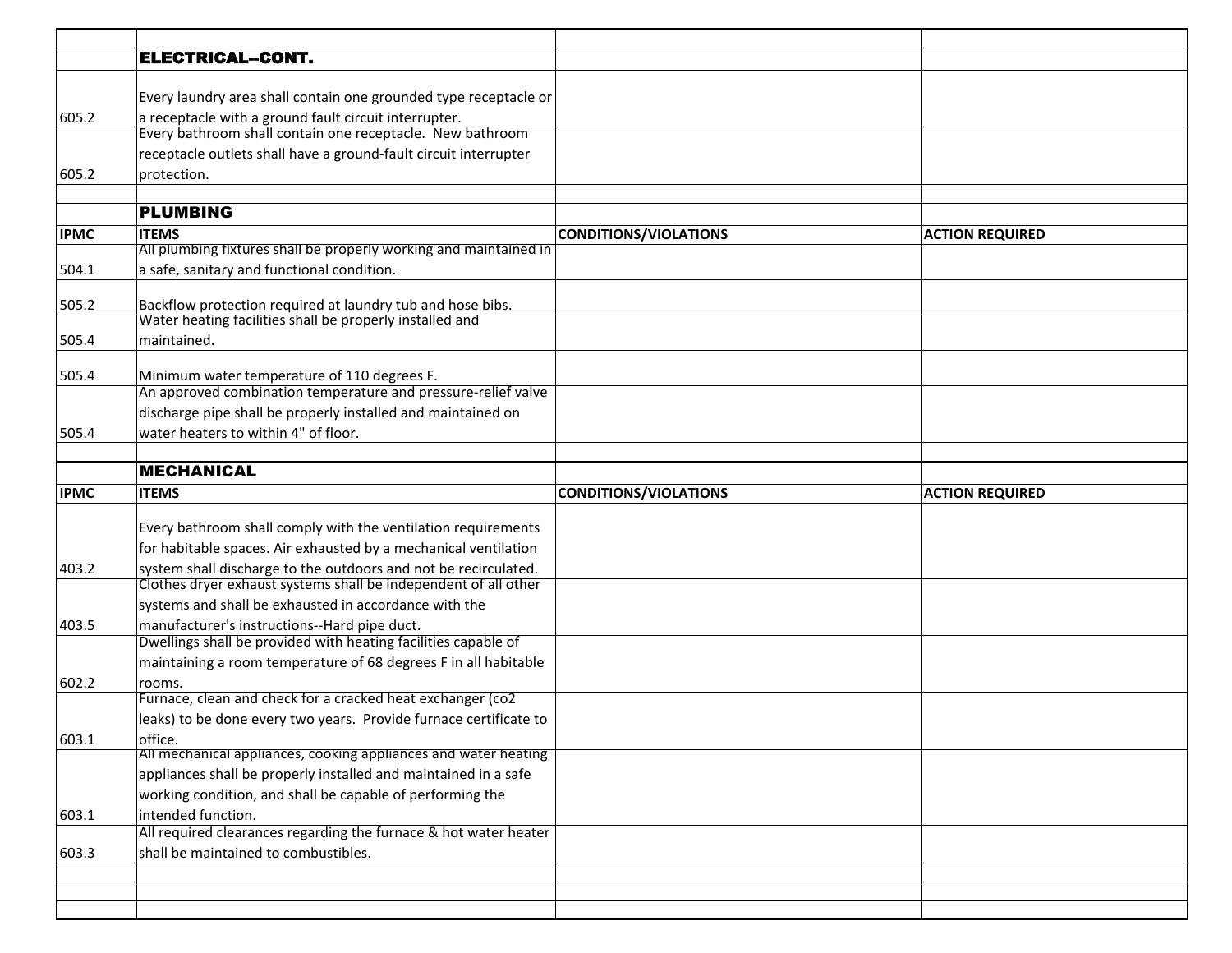| | | | |
|---|---|---|---|
| | **ELECTRICAL--CONT.** | | |
| 605.2 | Every laundry area shall contain one grounded type receptacle or a receptacle with a ground fault circuit interrupter. | | |
| 605.2 | Every bathroom shall contain one receptacle. New bathroom receptacle outlets shall have a ground-fault circuit interrupter protection. | | |
| | | | |
| | **PLUMBING** | | |
| **IPMC** | **ITEMS** | **CONDITIONS/VIOLATIONS** | **ACTION REQUIRED** |
| 504.1 | All plumbing fixtures shall be properly working and maintained in a safe, sanitary and functional condition. | | |
| 505.2 | Backflow protection required at laundry tub and hose bibs. | | |
| 505.4 | Water heating facilities shall be properly installed and maintained. | | |
| 505.4 | Minimum water temperature of 110 degrees F. | | |
| 505.4 | An approved combination temperature and pressure-relief valve discharge pipe shall be properly installed and maintained on water heaters to within 4" of floor. | | |
| | | | |
| | **MECHANICAL** | | |
| **IPMC** | **ITEMS** | **CONDITIONS/VIOLATIONS** | **ACTION REQUIRED** |
| 403.2 | Every bathroom shall comply with the ventilation requirements for habitable spaces. Air exhausted by a mechanical ventilation system shall discharge to the outdoors and not be recirculated. | | |
| 403.5 | Clothes dryer exhaust systems shall be independent of all other systems and shall be exhausted in accordance with the manufacturer's instructions--Hard pipe duct. | | |
| 602.2 | Dwellings shall be provided with heating facilities capable of maintaining a room temperature of 68 degrees F in all habitable rooms. | | |
| 603.1 | Furnace, clean and check for a cracked heat exchanger (co2 leaks) to be done every two years. Provide furnace certificate to office. | | |
| 603.1 | All mechanical appliances, cooking appliances and water heating appliances shall be properly installed and maintained in a safe working condition, and shall be capable of performing the intended function. | | |
| 603.3 | All required clearances regarding the furnace & hot water heater shall be maintained to combustibles. | | |
| | | | |
| | | | |
| | | | |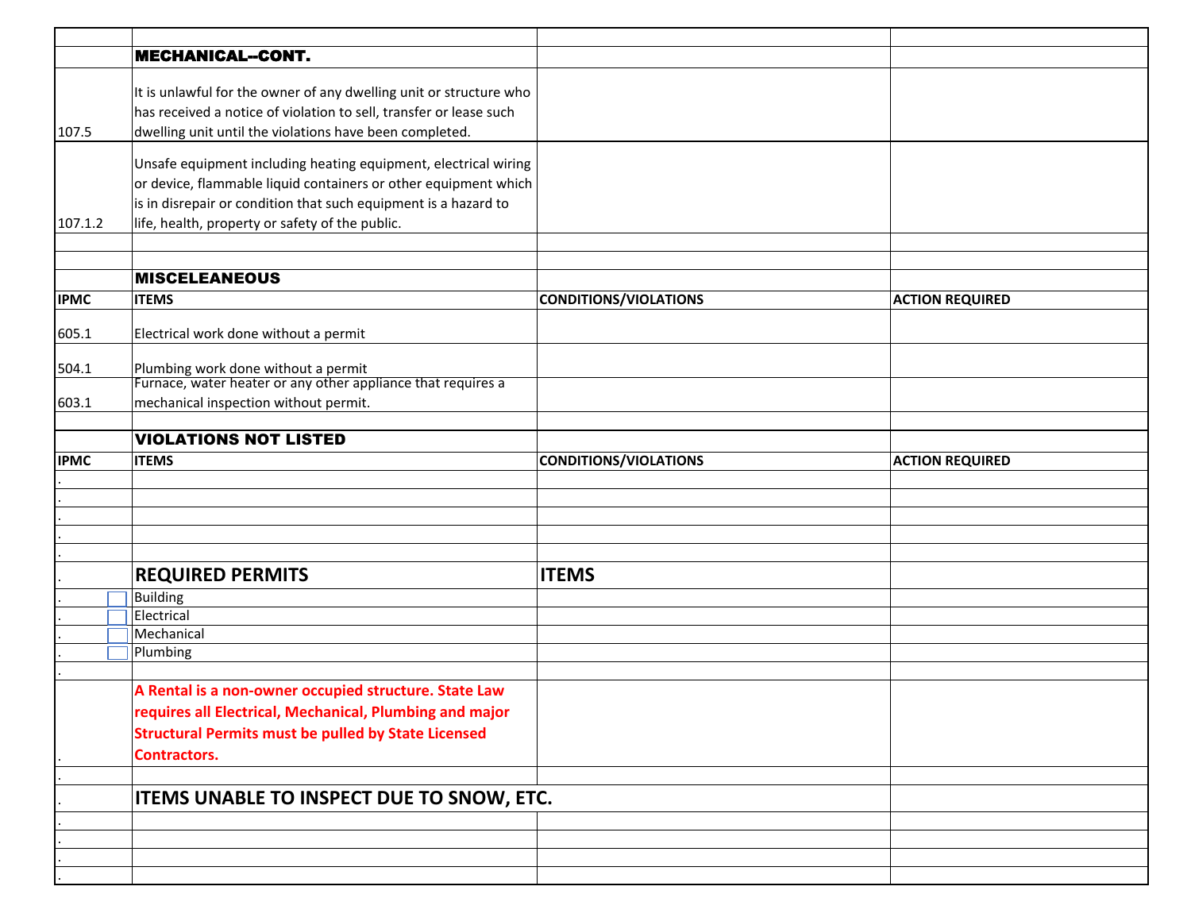| | | | |
|---|---|---|---|
| | **MECHANICAL--CONT.** | | |
| 107.5 | It is unlawful for the owner of any dwelling unit or structure who has received a notice of violation to sell, transfer or lease such dwelling unit until the violations have been completed. | | |
| 107.1.2 | Unsafe equipment including heating equipment, electrical wiring or device, flammable liquid containers or other equipment which is in disrepair or condition that such equipment is a hazard to life, health, property or safety of the public. | | |
| | | | |
| | | | |
| | **MISCELEANEOUS** | | |
| **IPMC** | **ITEMS** | **CONDITIONS/VIOLATIONS** | **ACTION REQUIRED** |
| 605.1 | Electrical work done without a permit | | |
| 504.1 | Plumbing work done without a permit | | |
| 603.1 | Furnace, water heater or any other appliance that requires a mechanical inspection without permit. | | |
| | | | |
| | **VIOLATIONS NOT LISTED** | | |
| **IPMC** | **ITEMS** | **CONDITIONS/VIOLATIONS** | **ACTION REQUIRED** |
| . | | | |
| . | | | |
| . | | | |
| . | | | |
| . | | | |
| . | **REQUIRED PERMITS** | **ITEMS** | |
| . ☐ | Building | | |
| . ☐ | Electrical | | |
| . ☐ | Mechanical | | |
| . ☐ | Plumbing | | |
| . | | | |
| . | **A Rental is a non-owner occupied structure. State Law requires all Electrical, Mechanical, Plumbing and major Structural Permits must be pulled by State Licensed Contractors.** | | |
| . | | | |
| . | **ITEMS UNABLE TO INSPECT DUE TO SNOW, ETC.** | | |
| . | | | |
| . | | | |
| . | | | |
| . | | | |